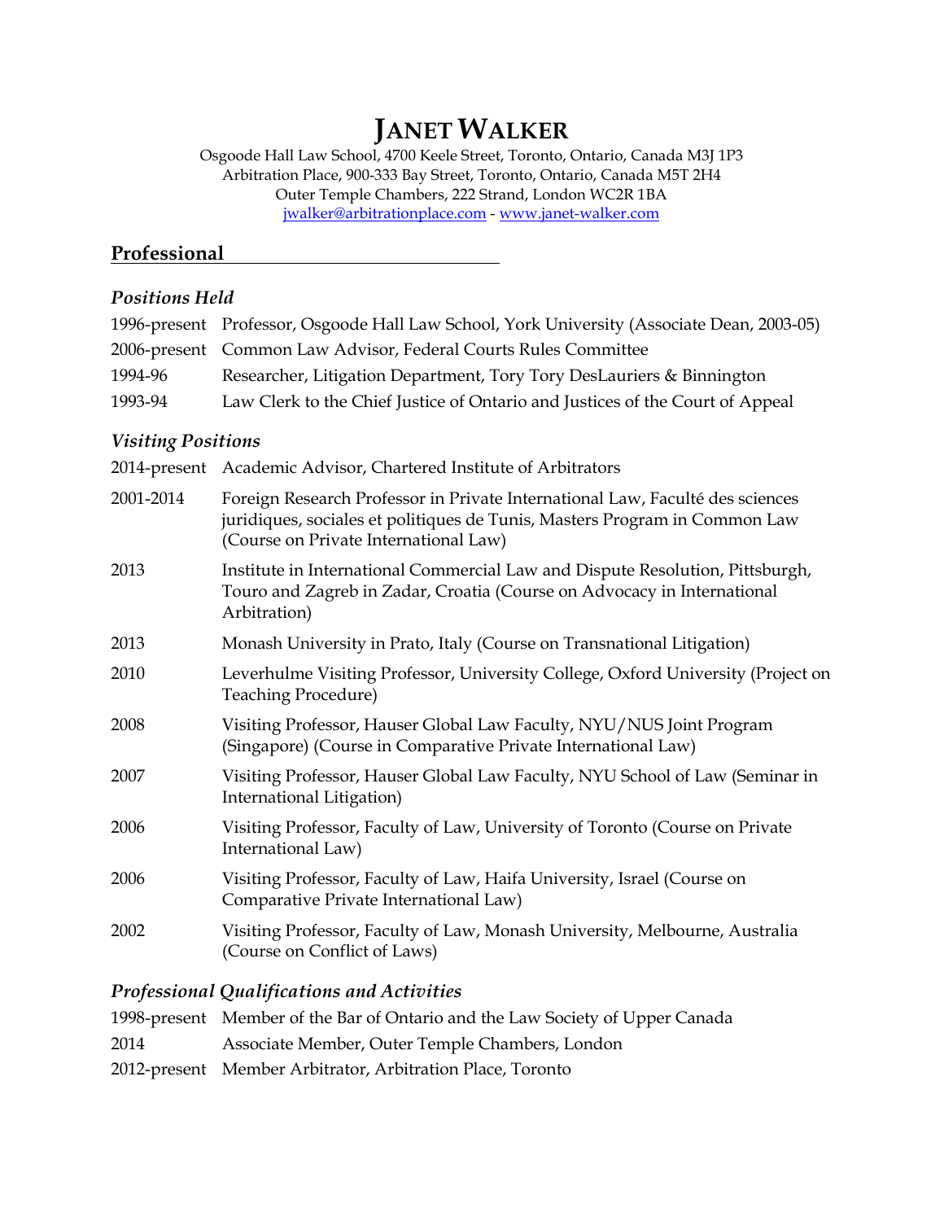# JANET WALKER

Osgoode Hall Law School, 4700 Keele Street, Toronto, Ontario, Canada M3J 1P3
Arbitration Place, 900-333 Bay Street, Toronto, Ontario, Canada M5T 2H4
Outer Temple Chambers, 222 Strand, London WC2R 1BA
jwalker@arbitrationplace.com - www.janet-walker.com

## Professional

### *Positions Held*

| | |
|---|---|
| 1996-present | Professor, Osgoode Hall Law School, York University (Associate Dean, 2003-05) |
| 2006-present | Common Law Advisor, Federal Courts Rules Committee |
| 1994-96 | Researcher, Litigation Department, Tory Tory DesLauriers & Binnington |
| 1993-94 | Law Clerk to the Chief Justice of Ontario and Justices of the Court of Appeal |

### *Visiting Positions*

| | |
|---|---|
| 2014-present | Academic Advisor, Chartered Institute of Arbitrators |
| 2001-2014 | Foreign Research Professor in Private International Law, Faculté des sciences juridiques, sociales et politiques de Tunis, Masters Program in Common Law (Course on Private International Law) |
| 2013 | Institute in International Commercial Law and Dispute Resolution, Pittsburgh, Touro and Zagreb in Zadar, Croatia (Course on Advocacy in International Arbitration) |
| 2013 | Monash University in Prato, Italy (Course on Transnational Litigation) |
| 2010 | Leverhulme Visiting Professor, University College, Oxford University (Project on Teaching Procedure) |
| 2008 | Visiting Professor, Hauser Global Law Faculty, NYU/NUS Joint Program (Singapore) (Course in Comparative Private International Law) |
| 2007 | Visiting Professor, Hauser Global Law Faculty, NYU School of Law (Seminar in International Litigation) |
| 2006 | Visiting Professor, Faculty of Law, University of Toronto (Course on Private International Law) |
| 2006 | Visiting Professor, Faculty of Law, Haifa University, Israel (Course on Comparative Private International Law) |
| 2002 | Visiting Professor, Faculty of Law, Monash University, Melbourne, Australia (Course on Conflict of Laws) |

### *Professional Qualifications and Activities*

| | |
|---|---|
| 1998-present | Member of the Bar of Ontario and the Law Society of Upper Canada |
| 2014 | Associate Member, Outer Temple Chambers, London |
| 2012-present | Member Arbitrator, Arbitration Place, Toronto |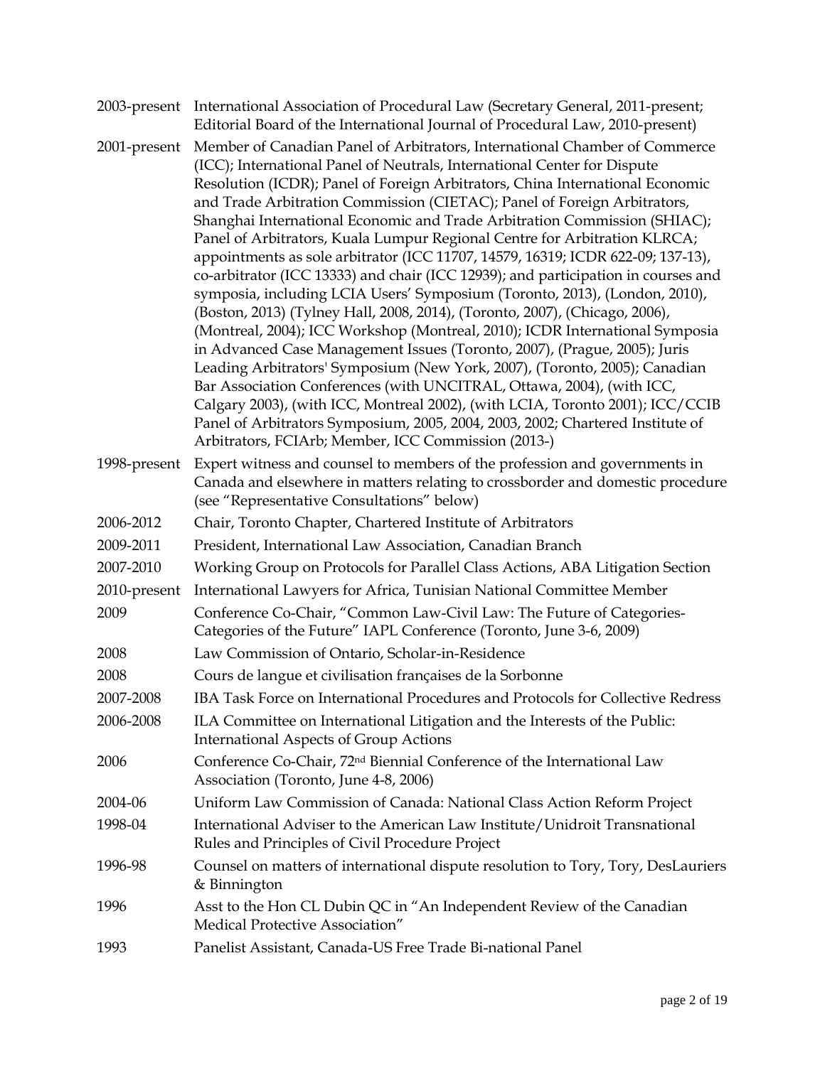| | |
|---|---|
| 2003-present | International Association of Procedural Law (Secretary General, 2011-present; Editorial Board of the International Journal of Procedural Law, 2010-present) |
| 2001-present | Member of Canadian Panel of Arbitrators, International Chamber of Commerce (ICC); International Panel of Neutrals, International Center for Dispute Resolution (ICDR); Panel of Foreign Arbitrators, China International Economic and Trade Arbitration Commission (CIETAC); Panel of Foreign Arbitrators, Shanghai International Economic and Trade Arbitration Commission (SHIAC); Panel of Arbitrators, Kuala Lumpur Regional Centre for Arbitration KLRCA; appointments as sole arbitrator (ICC 11707, 14579, 16319; ICDR 622-09; 137-13), co-arbitrator (ICC 13333) and chair (ICC 12939); and participation in courses and symposia, including LCIA Users' Symposium (Toronto, 2013), (London, 2010), (Boston, 2013) (Tylney Hall, 2008, 2014), (Toronto, 2007), (Chicago, 2006), (Montreal, 2004); ICC Workshop (Montreal, 2010); ICDR International Symposia in Advanced Case Management Issues (Toronto, 2007), (Prague, 2005); Juris Leading Arbitrators' Symposium (New York, 2007), (Toronto, 2005); Canadian Bar Association Conferences (with UNCITRAL, Ottawa, 2004), (with ICC, Calgary 2003), (with ICC, Montreal 2002), (with LCIA, Toronto 2001); ICC/CCIB Panel of Arbitrators Symposium, 2005, 2004, 2003, 2002; Chartered Institute of Arbitrators, FCIArb; Member, ICC Commission (2013-) |
| 1998-present | Expert witness and counsel to members of the profession and governments in Canada and elsewhere in matters relating to crossborder and domestic procedure (see "Representative Consultations" below) |
| 2006-2012 | Chair, Toronto Chapter, Chartered Institute of Arbitrators |
| 2009-2011 | President, International Law Association, Canadian Branch |
| 2007-2010 | Working Group on Protocols for Parallel Class Actions, ABA Litigation Section |
| 2010-present | International Lawyers for Africa, Tunisian National Committee Member |
| 2009 | Conference Co-Chair, "Common Law-Civil Law: The Future of Categories-Categories of the Future" IAPL Conference (Toronto, June 3-6, 2009) |
| 2008 | Law Commission of Ontario, Scholar-in-Residence |
| 2008 | Cours de langue et civilisation françaises de la Sorbonne |
| 2007-2008 | IBA Task Force on International Procedures and Protocols for Collective Redress |
| 2006-2008 | ILA Committee on International Litigation and the Interests of the Public: International Aspects of Group Actions |
| 2006 | Conference Co-Chair, 72nd Biennial Conference of the International Law Association (Toronto, June 4-8, 2006) |
| 2004-06 | Uniform Law Commission of Canada: National Class Action Reform Project |
| 1998-04 | International Adviser to the American Law Institute/Unidroit Transnational Rules and Principles of Civil Procedure Project |
| 1996-98 | Counsel on matters of international dispute resolution to Tory, Tory, DesLauriers & Binnington |
| 1996 | Asst to the Hon CL Dubin QC in "An Independent Review of the Canadian Medical Protective Association" |
| 1993 | Panelist Assistant, Canada-US Free Trade Bi-national Panel |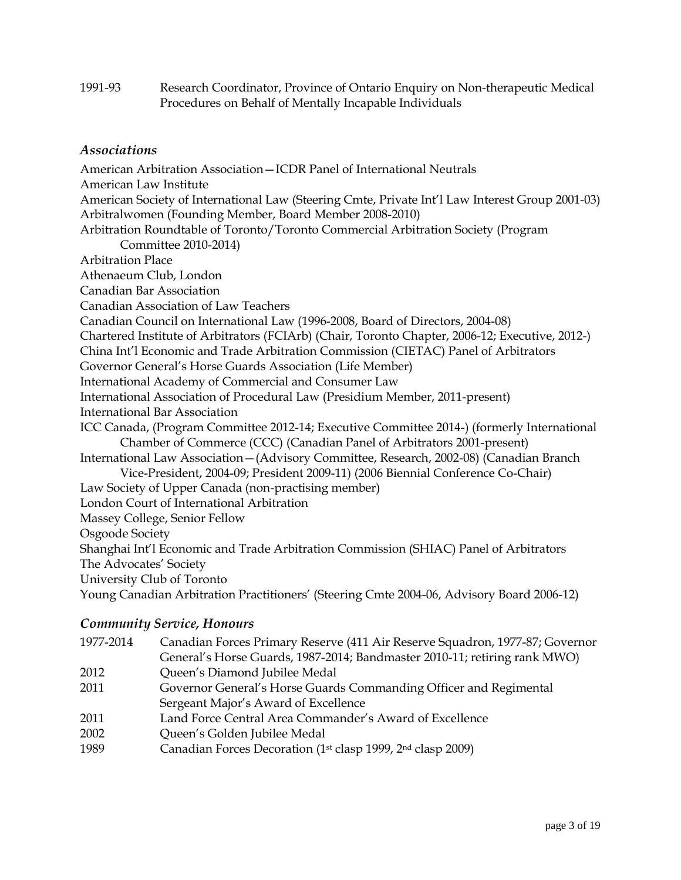1991-93 Research Coordinator, Province of Ontario Enquiry on Non-therapeutic Medical Procedures on Behalf of Mentally Incapable Individuals

### *Associations*

American Arbitration Association—ICDR Panel of International Neutrals
American Law Institute
American Society of International Law (Steering Cmte, Private Int'l Law Interest Group 2001-03)
Arbitralwomen (Founding Member, Board Member 2008-2010)
Arbitration Roundtable of Toronto/Toronto Commercial Arbitration Society (Program Committee 2010-2014)
Arbitration Place
Athenaeum Club, London
Canadian Bar Association
Canadian Association of Law Teachers
Canadian Council on International Law (1996-2008, Board of Directors, 2004-08)
Chartered Institute of Arbitrators (FCIArb) (Chair, Toronto Chapter, 2006-12; Executive, 2012-)
China Int'l Economic and Trade Arbitration Commission (CIETAC) Panel of Arbitrators
Governor General's Horse Guards Association (Life Member)
International Academy of Commercial and Consumer Law
International Association of Procedural Law (Presidium Member, 2011-present)
International Bar Association
ICC Canada, (Program Committee 2012-14; Executive Committee 2014-) (formerly International Chamber of Commerce (CCC) (Canadian Panel of Arbitrators 2001-present)
International Law Association—(Advisory Committee, Research, 2002-08) (Canadian Branch Vice-President, 2004-09; President 2009-11) (2006 Biennial Conference Co-Chair)
Law Society of Upper Canada (non-practising member)
London Court of International Arbitration
Massey College, Senior Fellow
Osgoode Society
Shanghai Int'l Economic and Trade Arbitration Commission (SHIAC) Panel of Arbitrators
The Advocates' Society
University Club of Toronto
Young Canadian Arbitration Practitioners' (Steering Cmte 2004-06, Advisory Board 2006-12)

### *Community Service, Honours*

1977-2014 Canadian Forces Primary Reserve (411 Air Reserve Squadron, 1977-87; Governor General's Horse Guards, 1987-2014; Bandmaster 2010-11; retiring rank MWO)
2012 Queen's Diamond Jubilee Medal
2011 Governor General's Horse Guards Commanding Officer and Regimental Sergeant Major's Award of Excellence
2011 Land Force Central Area Commander's Award of Excellence
2002 Queen's Golden Jubilee Medal
1989 Canadian Forces Decoration (1st clasp 1999, 2nd clasp 2009)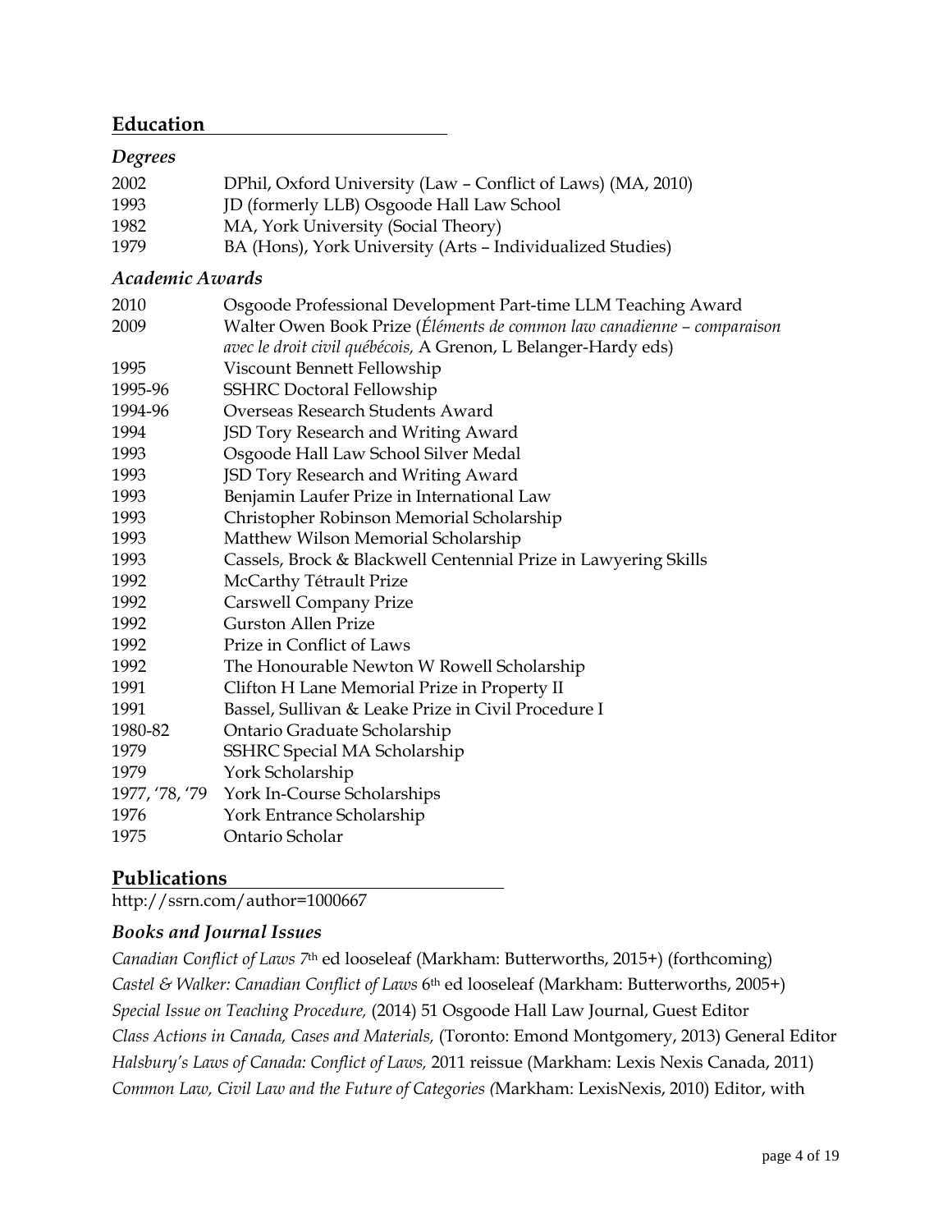## Education

### *Degrees*

| | |
|---|---|
| 2002 | DPhil, Oxford University (Law – Conflict of Laws) (MA, 2010) |
| 1993 | JD (formerly LLB) Osgoode Hall Law School |
| 1982 | MA, York University (Social Theory) |
| 1979 | BA (Hons), York University (Arts – Individualized Studies) |

### *Academic Awards*

| | |
|---|---|
| 2010 | Osgoode Professional Development Part-time LLM Teaching Award |
| 2009 | Walter Owen Book Prize (*Éléments de common law canadienne – comparaison avec le droit civil québécois,* A Grenon, L Belanger-Hardy eds) |
| 1995 | Viscount Bennett Fellowship |
| 1995-96 | SSHRC Doctoral Fellowship |
| 1994-96 | Overseas Research Students Award |
| 1994 | JSD Tory Research and Writing Award |
| 1993 | Osgoode Hall Law School Silver Medal |
| 1993 | JSD Tory Research and Writing Award |
| 1993 | Benjamin Laufer Prize in International Law |
| 1993 | Christopher Robinson Memorial Scholarship |
| 1993 | Matthew Wilson Memorial Scholarship |
| 1993 | Cassels, Brock & Blackwell Centennial Prize in Lawyering Skills |
| 1992 | McCarthy Tétrault Prize |
| 1992 | Carswell Company Prize |
| 1992 | Gurston Allen Prize |
| 1992 | Prize in Conflict of Laws |
| 1992 | The Honourable Newton W Rowell Scholarship |
| 1991 | Clifton H Lane Memorial Prize in Property II |
| 1991 | Bassel, Sullivan & Leake Prize in Civil Procedure I |
| 1980-82 | Ontario Graduate Scholarship |
| 1979 | SSHRC Special MA Scholarship |
| 1979 | York Scholarship |
| 1977, '78, '79 | York In-Course Scholarships |
| 1976 | York Entrance Scholarship |
| 1975 | Ontario Scholar |

## Publications

http://ssrn.com/author=1000667

### *Books and Journal Issues*

*Canadian Conflict of Laws 7*th ed looseleaf (Markham: Butterworths, 2015+) (forthcoming)

*Castel & Walker: Canadian Conflict of Laws* 6th ed looseleaf (Markham: Butterworths, 2005+)

*Special Issue on Teaching Procedure,* (2014) 51 Osgoode Hall Law Journal, Guest Editor

*Class Actions in Canada, Cases and Materials,* (Toronto: Emond Montgomery, 2013) General Editor

*Halsbury's Laws of Canada: Conflict of Laws,* 2011 reissue (Markham: Lexis Nexis Canada, 2011)

*Common Law, Civil Law and the Future of Categories (*Markham: LexisNexis, 2010) Editor, with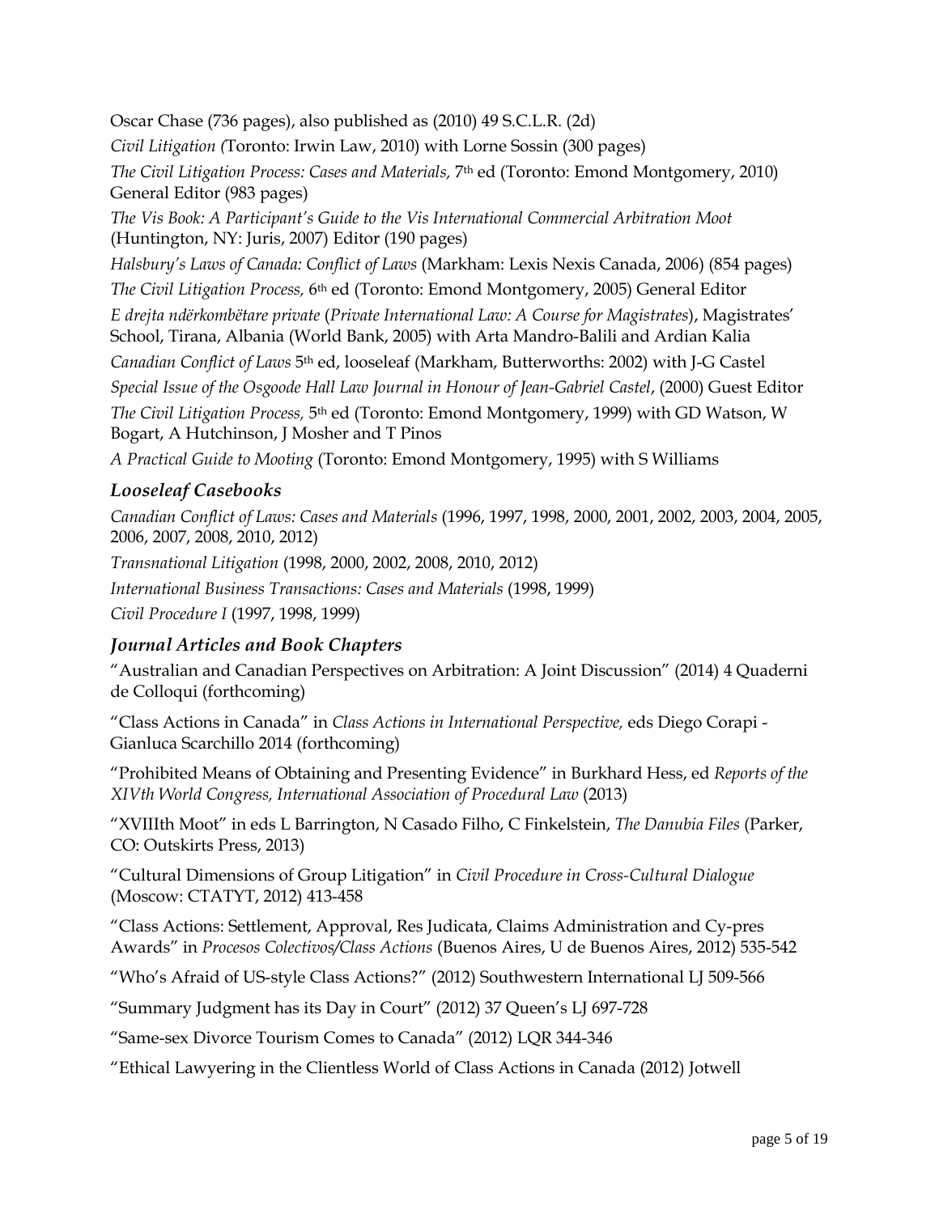Oscar Chase (736 pages), also published as (2010) 49 S.C.L.R. (2d)

*Civil Litigation (*Toronto: Irwin Law, 2010) with Lorne Sossin (300 pages)

*The Civil Litigation Process: Cases and Materials,* 7th ed (Toronto: Emond Montgomery, 2010) General Editor (983 pages)

*The Vis Book: A Participant's Guide to the Vis International Commercial Arbitration Moot* (Huntington, NY: Juris, 2007) Editor (190 pages)

*Halsbury's Laws of Canada: Conflict of Laws* (Markham: Lexis Nexis Canada, 2006) (854 pages)

*The Civil Litigation Process,* 6th ed (Toronto: Emond Montgomery, 2005) General Editor

*E drejta ndërkombëtare private* (*Private International Law: A Course for Magistrates*), Magistrates' School, Tirana, Albania (World Bank, 2005) with Arta Mandro-Balili and Ardian Kalia

*Canadian Conflict of Laws* 5th ed, looseleaf (Markham, Butterworths: 2002) with J-G Castel

*Special Issue of the Osgoode Hall Law Journal in Honour of Jean-Gabriel Castel*, (2000) Guest Editor

*The Civil Litigation Process,* 5th ed (Toronto: Emond Montgomery, 1999) with GD Watson, W Bogart, A Hutchinson, J Mosher and T Pinos

*A Practical Guide to Mooting* (Toronto: Emond Montgomery, 1995) with S Williams

### *Looseleaf Casebooks*

*Canadian Conflict of Laws: Cases and Materials* (1996, 1997, 1998, 2000, 2001, 2002, 2003, 2004, 2005, 2006, 2007, 2008, 2010, 2012)

*Transnational Litigation* (1998, 2000, 2002, 2008, 2010, 2012)

*International Business Transactions: Cases and Materials* (1998, 1999)

*Civil Procedure I* (1997, 1998, 1999)

### *Journal Articles and Book Chapters*

"Australian and Canadian Perspectives on Arbitration: A Joint Discussion" (2014) 4 Quaderni de Colloqui (forthcoming)

"Class Actions in Canada" in *Class Actions in International Perspective,* eds Diego Corapi - Gianluca Scarchillo 2014 (forthcoming)

"Prohibited Means of Obtaining and Presenting Evidence" in Burkhard Hess, ed *Reports of the XIVth World Congress, International Association of Procedural Law* (2013)

"XVIIIth Moot" in eds L Barrington, N Casado Filho, C Finkelstein, *The Danubia Files* (Parker, CO: Outskirts Press, 2013)

"Cultural Dimensions of Group Litigation" in *Civil Procedure in Cross-Cultural Dialogue* (Moscow: CTATYT, 2012) 413-458

"Class Actions: Settlement, Approval, Res Judicata, Claims Administration and Cy-pres Awards" in *Procesos Colectivos/Class Actions* (Buenos Aires, U de Buenos Aires, 2012) 535-542

"Who's Afraid of US-style Class Actions?" (2012) Southwestern International LJ 509-566

"Summary Judgment has its Day in Court" (2012) 37 Queen's LJ 697-728

"Same-sex Divorce Tourism Comes to Canada" (2012) LQR 344-346

"Ethical Lawyering in the Clientless World of Class Actions in Canada (2012) Jotwell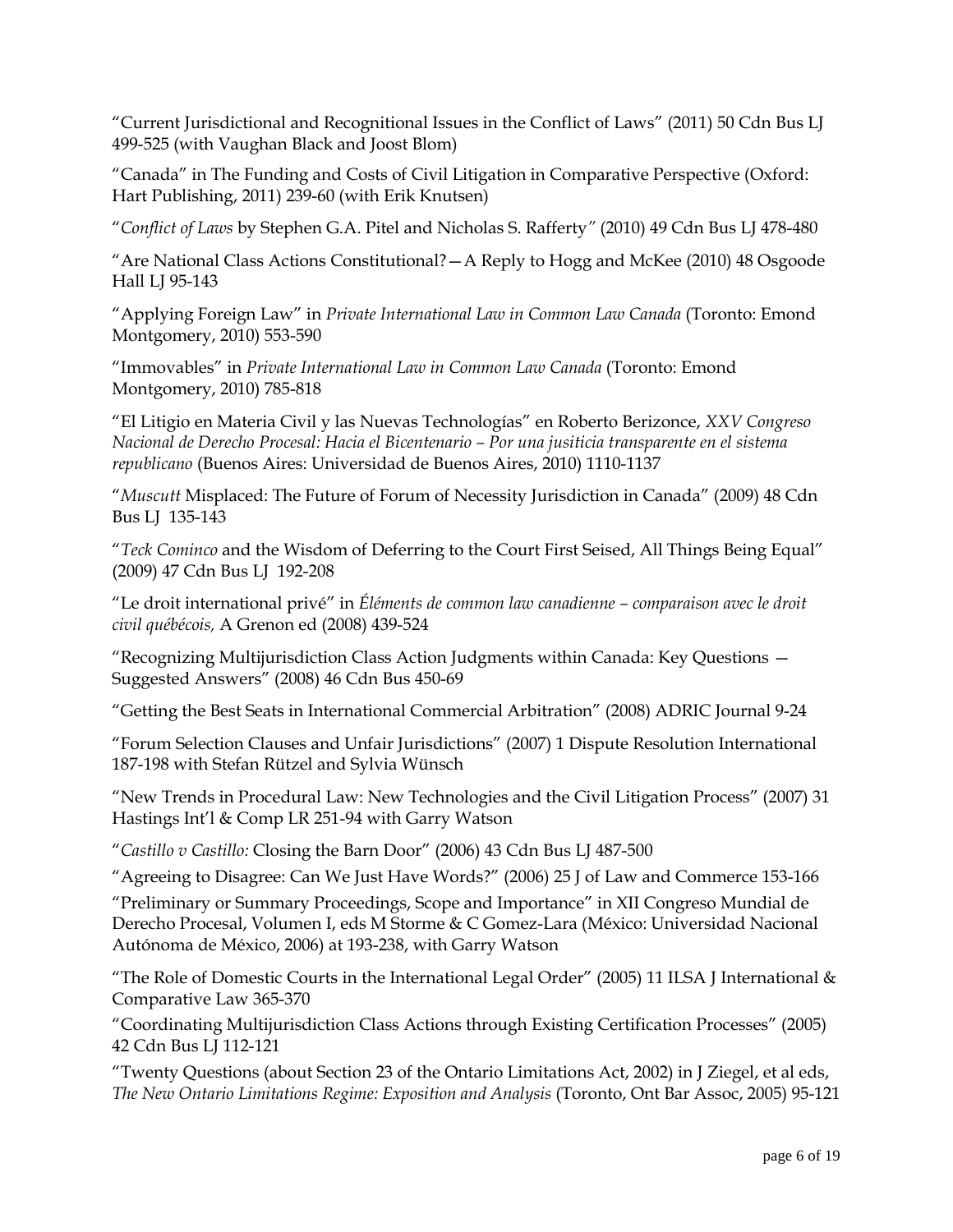"Current Jurisdictional and Recognitional Issues in the Conflict of Laws" (2011) 50 Cdn Bus LJ 499-525 (with Vaughan Black and Joost Blom)

"Canada" in The Funding and Costs of Civil Litigation in Comparative Perspective (Oxford: Hart Publishing, 2011) 239-60 (with Erik Knutsen)

"*Conflict of Laws* by Stephen G.A. Pitel and Nicholas S. Rafferty" (2010) 49 Cdn Bus LJ 478-480

"Are National Class Actions Constitutional?—A Reply to Hogg and McKee (2010) 48 Osgoode Hall LJ 95-143

"Applying Foreign Law" in *Private International Law in Common Law Canada* (Toronto: Emond Montgomery, 2010) 553-590

"Immovables" in *Private International Law in Common Law Canada* (Toronto: Emond Montgomery, 2010) 785-818

"El Litigio en Materia Civil y las Nuevas Technologías" en Roberto Berizonce, *XXV Congreso Nacional de Derecho Procesal: Hacia el Bicentenario – Por una jusiticia transparente en el sistema republicano* (Buenos Aires: Universidad de Buenos Aires, 2010) 1110-1137

"*Muscutt* Misplaced: The Future of Forum of Necessity Jurisdiction in Canada" (2009) 48 Cdn Bus LJ 135-143

"*Teck Cominco* and the Wisdom of Deferring to the Court First Seised, All Things Being Equal" (2009) 47 Cdn Bus LJ 192-208

"Le droit international privé" in *Éléments de common law canadienne – comparaison avec le droit civil québécois,* A Grenon ed (2008) 439-524

"Recognizing Multijurisdiction Class Action Judgments within Canada: Key Questions — Suggested Answers" (2008) 46 Cdn Bus 450-69

"Getting the Best Seats in International Commercial Arbitration" (2008) ADRIC Journal 9-24

"Forum Selection Clauses and Unfair Jurisdictions" (2007) 1 Dispute Resolution International 187-198 with Stefan Rützel and Sylvia Wünsch

"New Trends in Procedural Law: New Technologies and the Civil Litigation Process" (2007) 31 Hastings Int'l & Comp LR 251-94 with Garry Watson

"*Castillo v Castillo:* Closing the Barn Door" (2006) 43 Cdn Bus LJ 487-500

"Agreeing to Disagree: Can We Just Have Words?" (2006) 25 J of Law and Commerce 153-166

"Preliminary or Summary Proceedings, Scope and Importance" in XII Congreso Mundial de Derecho Procesal, Volumen I, eds M Storme & C Gomez-Lara (México: Universidad Nacional Autónoma de México, 2006) at 193-238, with Garry Watson

"The Role of Domestic Courts in the International Legal Order" (2005) 11 ILSA J International & Comparative Law 365-370

"Coordinating Multijurisdiction Class Actions through Existing Certification Processes" (2005) 42 Cdn Bus LJ 112-121

"Twenty Questions (about Section 23 of the Ontario Limitations Act, 2002) in J Ziegel, et al eds, *The New Ontario Limitations Regime: Exposition and Analysis* (Toronto, Ont Bar Assoc, 2005) 95-121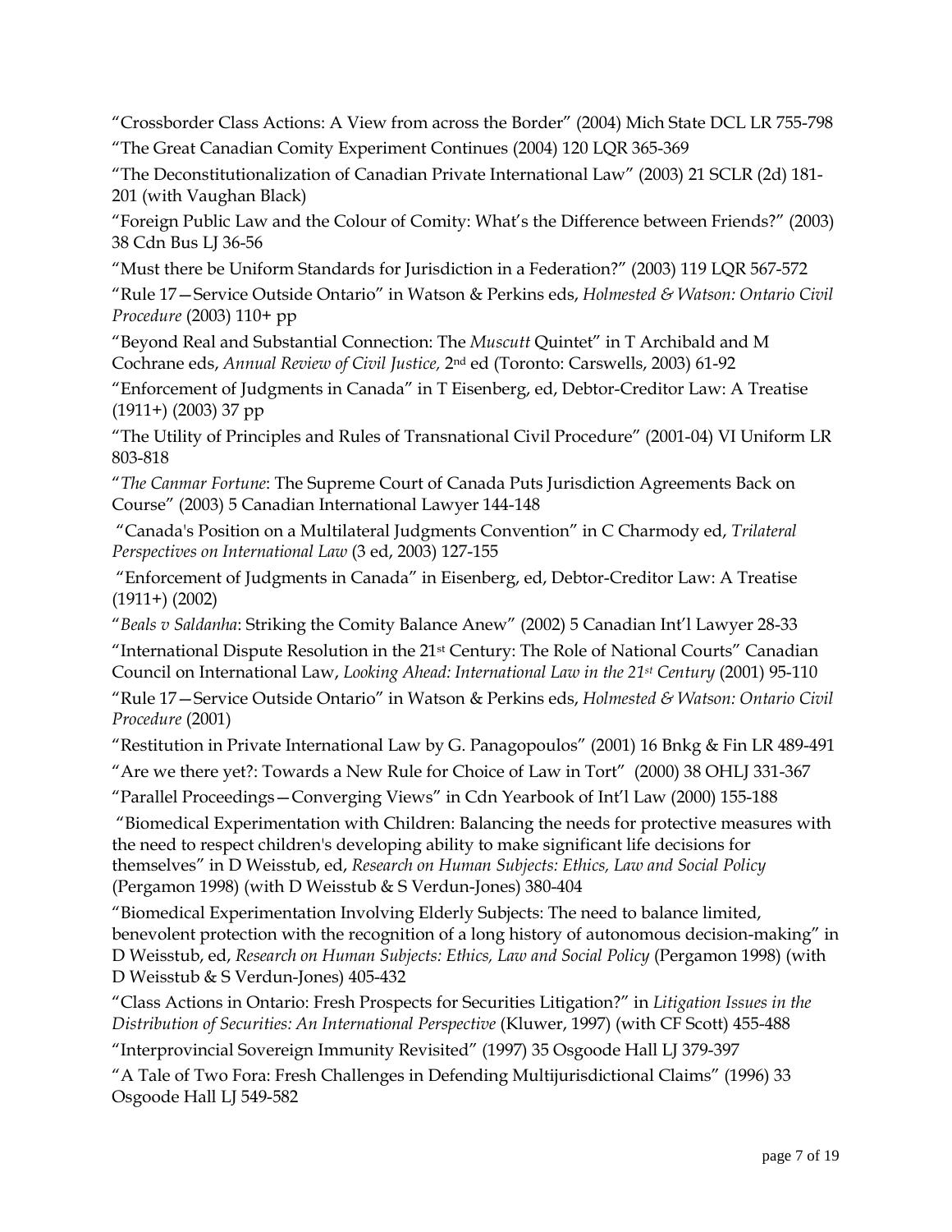"Crossborder Class Actions: A View from across the Border" (2004) Mich State DCL LR 755-798

"The Great Canadian Comity Experiment Continues (2004) 120 LQR 365-369

"The Deconstitutionalization of Canadian Private International Law" (2003) 21 SCLR (2d) 181-201 (with Vaughan Black)

"Foreign Public Law and the Colour of Comity: What's the Difference between Friends?" (2003) 38 Cdn Bus LJ 36-56

"Must there be Uniform Standards for Jurisdiction in a Federation?" (2003) 119 LQR 567-572

"Rule 17—Service Outside Ontario" in Watson & Perkins eds, *Holmested & Watson: Ontario Civil Procedure* (2003) 110+ pp

"Beyond Real and Substantial Connection: The *Muscutt* Quintet" in T Archibald and M Cochrane eds, *Annual Review of Civil Justice,* 2nd ed (Toronto: Carswells, 2003) 61-92

"Enforcement of Judgments in Canada" in T Eisenberg, ed, Debtor-Creditor Law: A Treatise (1911+) (2003) 37 pp

"The Utility of Principles and Rules of Transnational Civil Procedure" (2001-04) VI Uniform LR 803-818

"*The Canmar Fortune*: The Supreme Court of Canada Puts Jurisdiction Agreements Back on Course" (2003) 5 Canadian International Lawyer 144-148

"Canada's Position on a Multilateral Judgments Convention" in C Charmody ed, *Trilateral Perspectives on International Law* (3 ed, 2003) 127-155

"Enforcement of Judgments in Canada" in Eisenberg, ed, Debtor-Creditor Law: A Treatise (1911+) (2002)

"*Beals v Saldanha*: Striking the Comity Balance Anew" (2002) 5 Canadian Int'l Lawyer 28-33

"International Dispute Resolution in the 21st Century: The Role of National Courts" Canadian Council on International Law, *Looking Ahead: International Law in the 21st Century* (2001) 95-110

"Rule 17—Service Outside Ontario" in Watson & Perkins eds, *Holmested & Watson: Ontario Civil Procedure* (2001)

"Restitution in Private International Law by G. Panagopoulos" (2001) 16 Bnkg & Fin LR 489-491

"Are we there yet?: Towards a New Rule for Choice of Law in Tort" (2000) 38 OHLJ 331-367

"Parallel Proceedings—Converging Views" in Cdn Yearbook of Int'l Law (2000) 155-188

"Biomedical Experimentation with Children: Balancing the needs for protective measures with the need to respect children's developing ability to make significant life decisions for themselves" in D Weisstub, ed, *Research on Human Subjects: Ethics, Law and Social Policy* (Pergamon 1998) (with D Weisstub & S Verdun-Jones) 380-404

"Biomedical Experimentation Involving Elderly Subjects: The need to balance limited, benevolent protection with the recognition of a long history of autonomous decision-making" in D Weisstub, ed, *Research on Human Subjects: Ethics, Law and Social Policy* (Pergamon 1998) (with D Weisstub & S Verdun-Jones) 405-432

"Class Actions in Ontario: Fresh Prospects for Securities Litigation?" in *Litigation Issues in the Distribution of Securities: An International Perspective* (Kluwer, 1997) (with CF Scott) 455-488

"Interprovincial Sovereign Immunity Revisited" (1997) 35 Osgoode Hall LJ 379-397

"A Tale of Two Fora: Fresh Challenges in Defending Multijurisdictional Claims" (1996) 33 Osgoode Hall LJ 549-582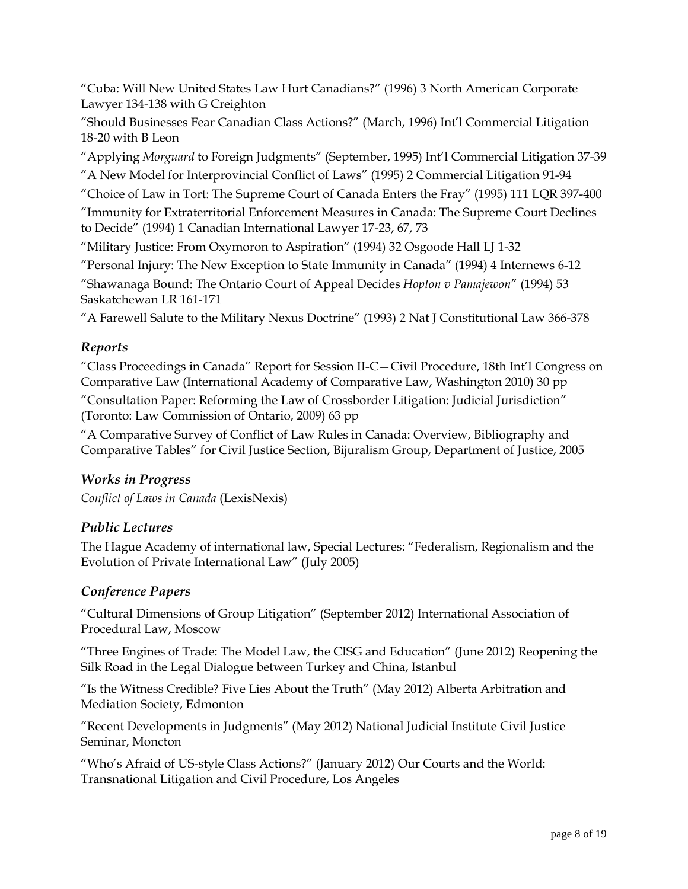"Cuba: Will New United States Law Hurt Canadians?" (1996) 3 North American Corporate Lawyer 134-138 with G Creighton

"Should Businesses Fear Canadian Class Actions?" (March, 1996) Int'l Commercial Litigation 18-20 with B Leon

"Applying *Morguard* to Foreign Judgments" (September, 1995) Int'l Commercial Litigation 37-39

"A New Model for Interprovincial Conflict of Laws" (1995) 2 Commercial Litigation 91-94

"Choice of Law in Tort: The Supreme Court of Canada Enters the Fray" (1995) 111 LQR 397-400

"Immunity for Extraterritorial Enforcement Measures in Canada: The Supreme Court Declines to Decide" (1994) 1 Canadian International Lawyer 17-23, 67, 73

"Military Justice: From Oxymoron to Aspiration" (1994) 32 Osgoode Hall LJ 1-32

"Personal Injury: The New Exception to State Immunity in Canada" (1994) 4 Internews 6-12

"Shawanaga Bound: The Ontario Court of Appeal Decides *Hopton v Pamajewon*" (1994) 53 Saskatchewan LR 161-171

"A Farewell Salute to the Military Nexus Doctrine" (1993) 2 Nat J Constitutional Law 366-378

## *Reports*

"Class Proceedings in Canada" Report for Session II-C—Civil Procedure, 18th Int'l Congress on Comparative Law (International Academy of Comparative Law, Washington 2010) 30 pp

"Consultation Paper: Reforming the Law of Crossborder Litigation: Judicial Jurisdiction" (Toronto: Law Commission of Ontario, 2009) 63 pp

"A Comparative Survey of Conflict of Law Rules in Canada: Overview, Bibliography and Comparative Tables" for Civil Justice Section, Bijuralism Group, Department of Justice, 2005

## *Works in Progress*

*Conflict of Laws in Canada* (LexisNexis)

## *Public Lectures*

The Hague Academy of international law, Special Lectures: "Federalism, Regionalism and the Evolution of Private International Law" (July 2005)

## *Conference Papers*

"Cultural Dimensions of Group Litigation" (September 2012) International Association of Procedural Law, Moscow

"Three Engines of Trade: The Model Law, the CISG and Education" (June 2012) Reopening the Silk Road in the Legal Dialogue between Turkey and China, Istanbul

"Is the Witness Credible? Five Lies About the Truth" (May 2012) Alberta Arbitration and Mediation Society, Edmonton

"Recent Developments in Judgments" (May 2012) National Judicial Institute Civil Justice Seminar, Moncton

"Who's Afraid of US-style Class Actions?" (January 2012) Our Courts and the World: Transnational Litigation and Civil Procedure, Los Angeles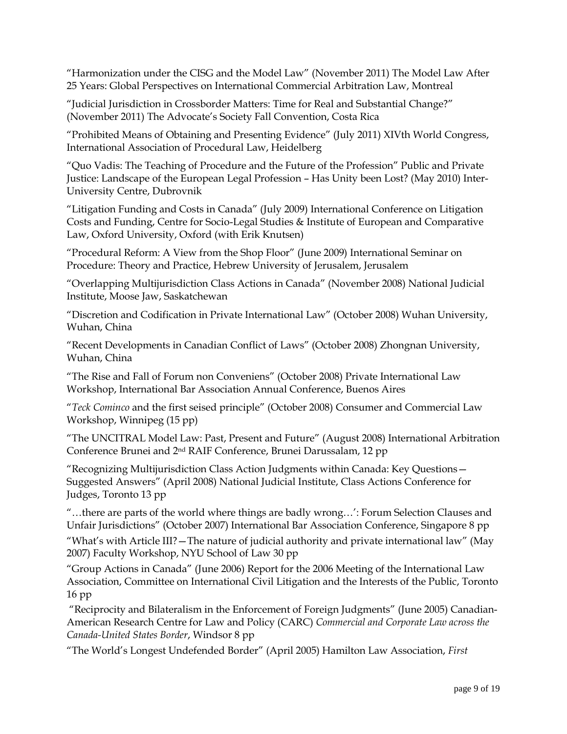"Harmonization under the CISG and the Model Law" (November 2011) The Model Law After 25 Years: Global Perspectives on International Commercial Arbitration Law, Montreal

"Judicial Jurisdiction in Crossborder Matters: Time for Real and Substantial Change?" (November 2011) The Advocate's Society Fall Convention, Costa Rica

"Prohibited Means of Obtaining and Presenting Evidence" (July 2011) XIVth World Congress, International Association of Procedural Law, Heidelberg

"Quo Vadis: The Teaching of Procedure and the Future of the Profession" Public and Private Justice: Landscape of the European Legal Profession – Has Unity been Lost? (May 2010) Inter-University Centre, Dubrovnik

"Litigation Funding and Costs in Canada" (July 2009) International Conference on Litigation Costs and Funding, Centre for Socio-Legal Studies & Institute of European and Comparative Law, Oxford University, Oxford (with Erik Knutsen)

"Procedural Reform: A View from the Shop Floor" (June 2009) International Seminar on Procedure: Theory and Practice, Hebrew University of Jerusalem, Jerusalem

"Overlapping Multijurisdiction Class Actions in Canada" (November 2008) National Judicial Institute, Moose Jaw, Saskatchewan

"Discretion and Codification in Private International Law" (October 2008) Wuhan University, Wuhan, China

"Recent Developments in Canadian Conflict of Laws" (October 2008) Zhongnan University, Wuhan, China

"The Rise and Fall of Forum non Conveniens" (October 2008) Private International Law Workshop, International Bar Association Annual Conference, Buenos Aires

"*Teck Cominco* and the first seised principle" (October 2008) Consumer and Commercial Law Workshop, Winnipeg (15 pp)

"The UNCITRAL Model Law: Past, Present and Future" (August 2008) International Arbitration Conference Brunei and 2nd RAIF Conference, Brunei Darussalam, 12 pp

"Recognizing Multijurisdiction Class Action Judgments within Canada: Key Questions—Suggested Answers" (April 2008) National Judicial Institute, Class Actions Conference for Judges, Toronto 13 pp

"…there are parts of the world where things are badly wrong…': Forum Selection Clauses and Unfair Jurisdictions" (October 2007) International Bar Association Conference, Singapore 8 pp

"What's with Article III?—The nature of judicial authority and private international law" (May 2007) Faculty Workshop, NYU School of Law 30 pp

"Group Actions in Canada" (June 2006) Report for the 2006 Meeting of the International Law Association, Committee on International Civil Litigation and the Interests of the Public, Toronto 16 pp

"Reciprocity and Bilateralism in the Enforcement of Foreign Judgments" (June 2005) Canadian-American Research Centre for Law and Policy (CARC) *Commercial and Corporate Law across the Canada-United States Border*, Windsor 8 pp

"The World's Longest Undefended Border" (April 2005) Hamilton Law Association, *First*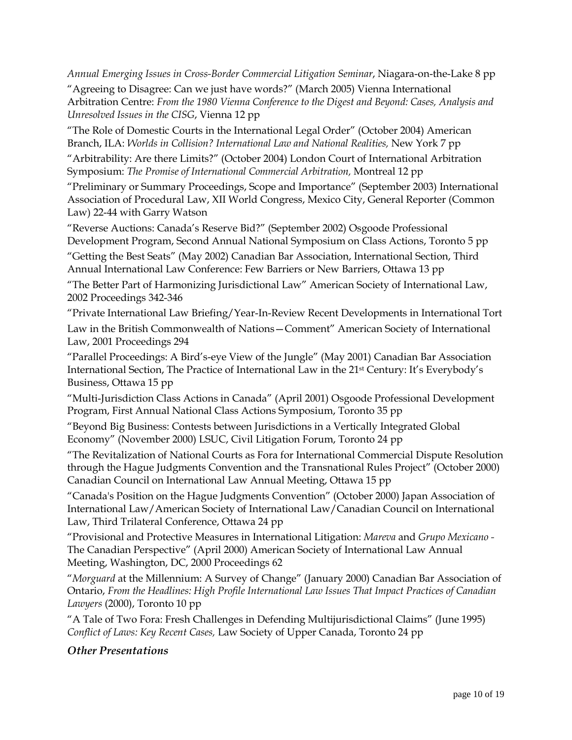*Annual Emerging Issues in Cross-Border Commercial Litigation Seminar*, Niagara-on-the-Lake 8 pp

"Agreeing to Disagree: Can we just have words?" (March 2005) Vienna International Arbitration Centre: *From the 1980 Vienna Conference to the Digest and Beyond: Cases, Analysis and Unresolved Issues in the CISG*, Vienna 12 pp

"The Role of Domestic Courts in the International Legal Order" (October 2004) American Branch, ILA: *Worlds in Collision? International Law and National Realities,* New York 7 pp

"Arbitrability: Are there Limits?" (October 2004) London Court of International Arbitration Symposium: *The Promise of International Commercial Arbitration,* Montreal 12 pp

"Preliminary or Summary Proceedings, Scope and Importance" (September 2003) International Association of Procedural Law, XII World Congress, Mexico City, General Reporter (Common Law) 22-44 with Garry Watson

"Reverse Auctions: Canada's Reserve Bid?" (September 2002) Osgoode Professional Development Program, Second Annual National Symposium on Class Actions, Toronto 5 pp

"Getting the Best Seats" (May 2002) Canadian Bar Association, International Section, Third Annual International Law Conference: Few Barriers or New Barriers, Ottawa 13 pp

"The Better Part of Harmonizing Jurisdictional Law" American Society of International Law, 2002 Proceedings 342-346

"Private International Law Briefing/Year-In-Review Recent Developments in International Tort Law in the British Commonwealth of Nations—Comment" American Society of International Law, 2001 Proceedings 294

"Parallel Proceedings: A Bird's-eye View of the Jungle" (May 2001) Canadian Bar Association International Section, The Practice of International Law in the 21st Century: It's Everybody's Business, Ottawa 15 pp

"Multi-Jurisdiction Class Actions in Canada" (April 2001) Osgoode Professional Development Program, First Annual National Class Actions Symposium, Toronto 35 pp

"Beyond Big Business: Contests between Jurisdictions in a Vertically Integrated Global Economy" (November 2000) LSUC, Civil Litigation Forum, Toronto 24 pp

"The Revitalization of National Courts as Fora for International Commercial Dispute Resolution through the Hague Judgments Convention and the Transnational Rules Project" (October 2000) Canadian Council on International Law Annual Meeting, Ottawa 15 pp

"Canada's Position on the Hague Judgments Convention" (October 2000) Japan Association of International Law/American Society of International Law/Canadian Council on International Law, Third Trilateral Conference, Ottawa 24 pp

"Provisional and Protective Measures in International Litigation: *Mareva* and *Grupo Mexicano* - The Canadian Perspective" (April 2000) American Society of International Law Annual Meeting, Washington, DC, 2000 Proceedings 62

"*Morguard* at the Millennium: A Survey of Change" (January 2000) Canadian Bar Association of Ontario, *From the Headlines: High Profile International Law Issues That Impact Practices of Canadian Lawyers* (2000), Toronto 10 pp

"A Tale of Two Fora: Fresh Challenges in Defending Multijurisdictional Claims" (June 1995) *Conflict of Laws: Key Recent Cases,* Law Society of Upper Canada, Toronto 24 pp

### *Other Presentations*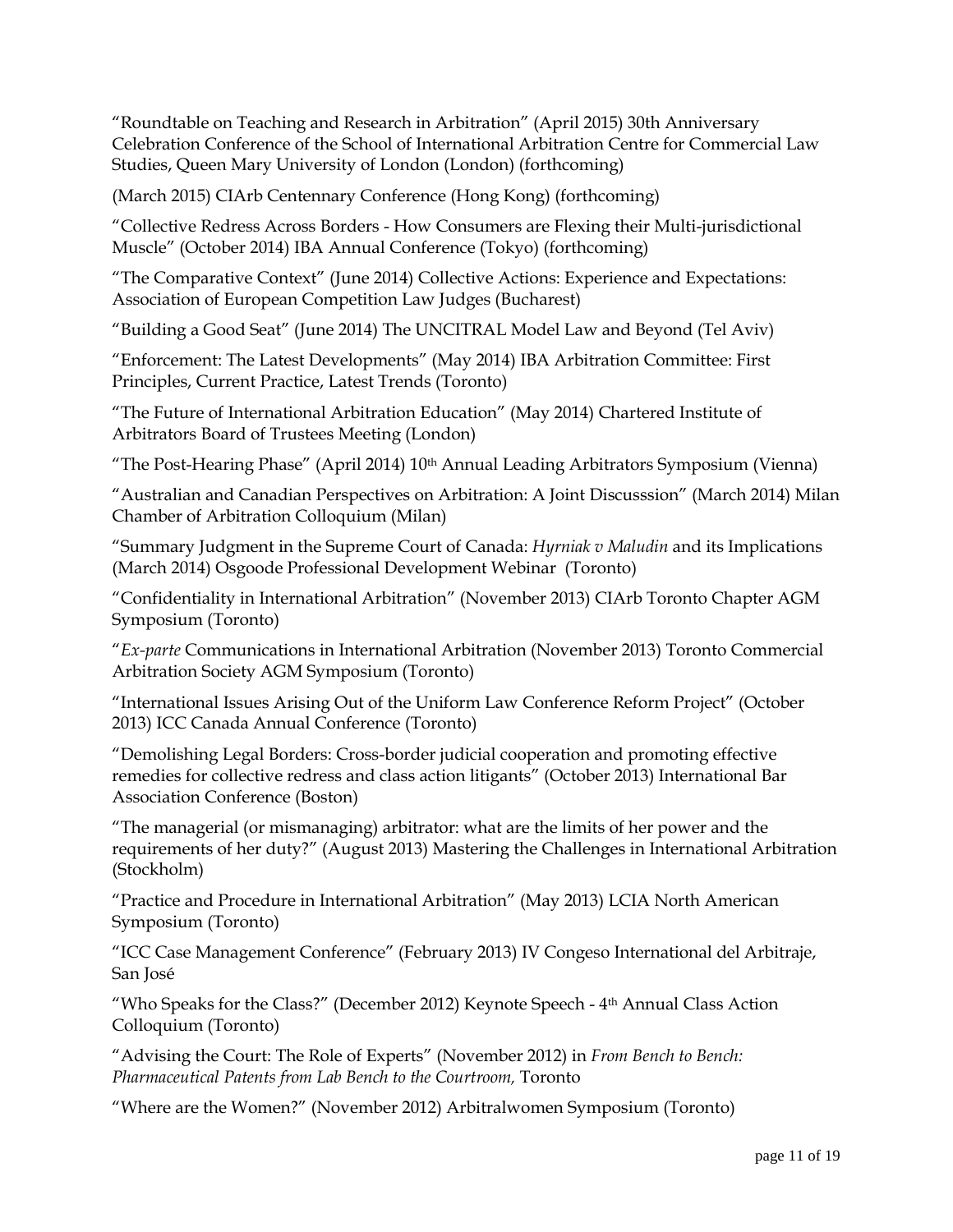"Roundtable on Teaching and Research in Arbitration" (April 2015) 30th Anniversary Celebration Conference of the School of International Arbitration Centre for Commercial Law Studies, Queen Mary University of London (London) (forthcoming)

(March 2015) CIArb Centennary Conference (Hong Kong) (forthcoming)

"Collective Redress Across Borders - How Consumers are Flexing their Multi-jurisdictional Muscle" (October 2014) IBA Annual Conference (Tokyo) (forthcoming)

"The Comparative Context" (June 2014) Collective Actions: Experience and Expectations: Association of European Competition Law Judges (Bucharest)

"Building a Good Seat" (June 2014) The UNCITRAL Model Law and Beyond (Tel Aviv)

"Enforcement: The Latest Developments" (May 2014) IBA Arbitration Committee: First Principles, Current Practice, Latest Trends (Toronto)

"The Future of International Arbitration Education" (May 2014) Chartered Institute of Arbitrators Board of Trustees Meeting (London)

"The Post-Hearing Phase" (April 2014) 10th Annual Leading Arbitrators Symposium (Vienna)

"Australian and Canadian Perspectives on Arbitration: A Joint Discusssion" (March 2014) Milan Chamber of Arbitration Colloquium (Milan)

"Summary Judgment in the Supreme Court of Canada: *Hyrniak v Maludin* and its Implications (March 2014) Osgoode Professional Development Webinar (Toronto)

"Confidentiality in International Arbitration" (November 2013) CIArb Toronto Chapter AGM Symposium (Toronto)

"*Ex-parte* Communications in International Arbitration (November 2013) Toronto Commercial Arbitration Society AGM Symposium (Toronto)

"International Issues Arising Out of the Uniform Law Conference Reform Project" (October 2013) ICC Canada Annual Conference (Toronto)

"Demolishing Legal Borders: Cross-border judicial cooperation and promoting effective remedies for collective redress and class action litigants" (October 2013) International Bar Association Conference (Boston)

"The managerial (or mismanaging) arbitrator: what are the limits of her power and the requirements of her duty?" (August 2013) Mastering the Challenges in International Arbitration (Stockholm)

"Practice and Procedure in International Arbitration" (May 2013) LCIA North American Symposium (Toronto)

"ICC Case Management Conference" (February 2013) IV Congeso International del Arbitraje, San José

"Who Speaks for the Class?" (December 2012) Keynote Speech - 4th Annual Class Action Colloquium (Toronto)

"Advising the Court: The Role of Experts" (November 2012) in *From Bench to Bench: Pharmaceutical Patents from Lab Bench to the Courtroom,* Toronto

"Where are the Women?" (November 2012) Arbitralwomen Symposium (Toronto)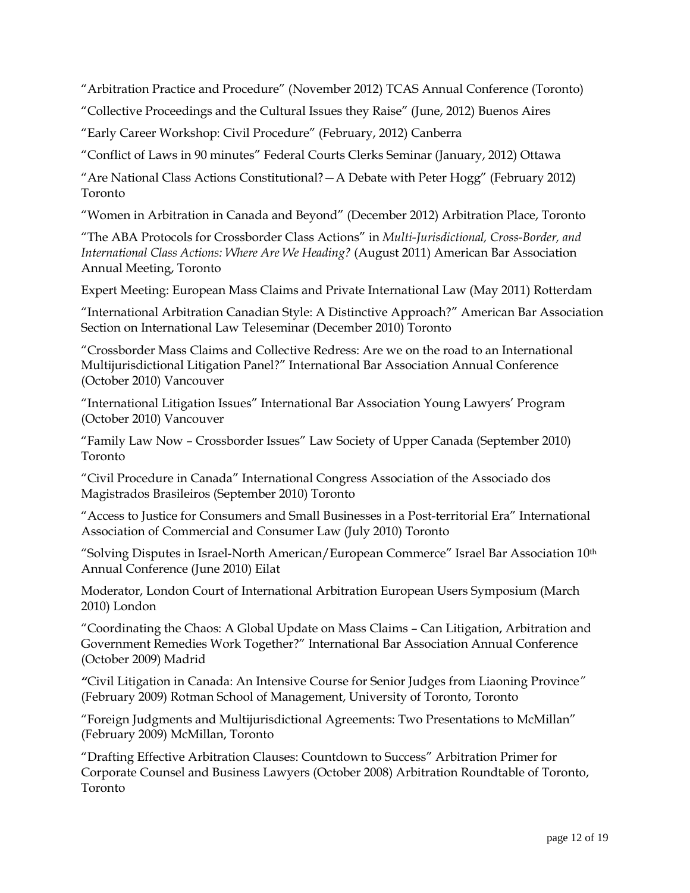"Arbitration Practice and Procedure" (November 2012) TCAS Annual Conference (Toronto)

"Collective Proceedings and the Cultural Issues they Raise" (June, 2012) Buenos Aires

"Early Career Workshop: Civil Procedure" (February, 2012) Canberra

"Conflict of Laws in 90 minutes" Federal Courts Clerks Seminar (January, 2012) Ottawa

"Are National Class Actions Constitutional?—A Debate with Peter Hogg" (February 2012) Toronto

"Women in Arbitration in Canada and Beyond" (December 2012) Arbitration Place, Toronto

"The ABA Protocols for Crossborder Class Actions" in *Multi-Jurisdictional, Cross-Border, and International Class Actions: Where Are We Heading?* (August 2011) American Bar Association Annual Meeting, Toronto

Expert Meeting: European Mass Claims and Private International Law (May 2011) Rotterdam

"International Arbitration Canadian Style: A Distinctive Approach?" American Bar Association Section on International Law Teleseminar (December 2010) Toronto

"Crossborder Mass Claims and Collective Redress: Are we on the road to an International Multijurisdictional Litigation Panel?" International Bar Association Annual Conference (October 2010) Vancouver

"International Litigation Issues" International Bar Association Young Lawyers' Program (October 2010) Vancouver

"Family Law Now – Crossborder Issues" Law Society of Upper Canada (September 2010) Toronto

"Civil Procedure in Canada" International Congress Association of the Associado dos Magistrados Brasileiros (September 2010) Toronto

"Access to Justice for Consumers and Small Businesses in a Post-territorial Era" International Association of Commercial and Consumer Law (July 2010) Toronto

"Solving Disputes in Israel-North American/European Commerce" Israel Bar Association 10th Annual Conference (June 2010) Eilat

Moderator, London Court of International Arbitration European Users Symposium (March 2010) London

"Coordinating the Chaos: A Global Update on Mass Claims – Can Litigation, Arbitration and Government Remedies Work Together?" International Bar Association Annual Conference (October 2009) Madrid

"Civil Litigation in Canada: An Intensive Course for Senior Judges from Liaoning Province" (February 2009) Rotman School of Management, University of Toronto, Toronto

"Foreign Judgments and Multijurisdictional Agreements: Two Presentations to McMillan" (February 2009) McMillan, Toronto

"Drafting Effective Arbitration Clauses: Countdown to Success" Arbitration Primer for Corporate Counsel and Business Lawyers (October 2008) Arbitration Roundtable of Toronto, Toronto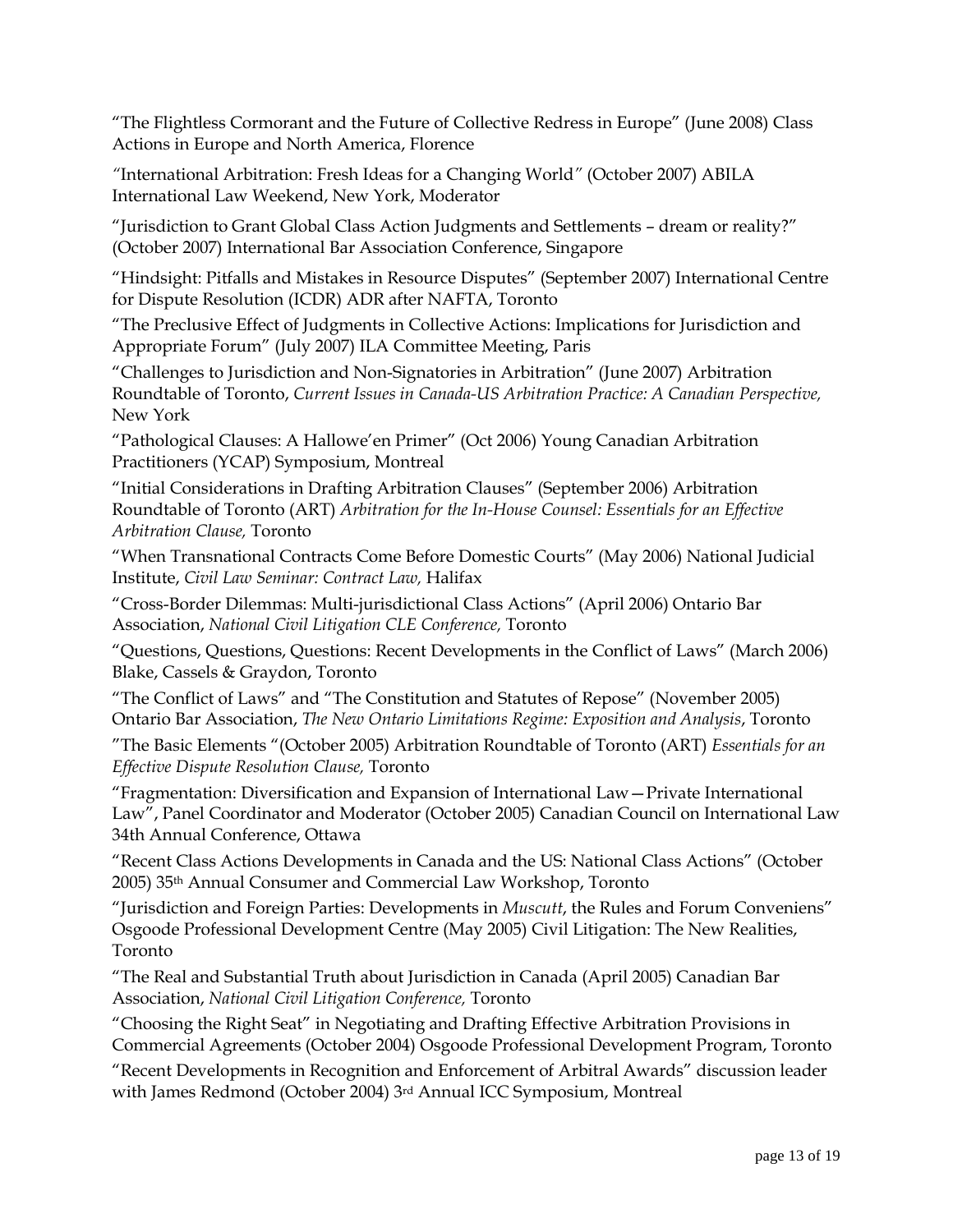"The Flightless Cormorant and the Future of Collective Redress in Europe" (June 2008) Class Actions in Europe and North America, Florence

"International Arbitration: Fresh Ideas for a Changing World" (October 2007) ABILA International Law Weekend, New York, Moderator

"Jurisdiction to Grant Global Class Action Judgments and Settlements – dream or reality?" (October 2007) International Bar Association Conference, Singapore

"Hindsight: Pitfalls and Mistakes in Resource Disputes" (September 2007) International Centre for Dispute Resolution (ICDR) ADR after NAFTA, Toronto

"The Preclusive Effect of Judgments in Collective Actions: Implications for Jurisdiction and Appropriate Forum" (July 2007) ILA Committee Meeting, Paris

"Challenges to Jurisdiction and Non-Signatories in Arbitration" (June 2007) Arbitration Roundtable of Toronto, *Current Issues in Canada-US Arbitration Practice: A Canadian Perspective,* New York

"Pathological Clauses: A Hallowe'en Primer" (Oct 2006) Young Canadian Arbitration Practitioners (YCAP) Symposium, Montreal

"Initial Considerations in Drafting Arbitration Clauses" (September 2006) Arbitration Roundtable of Toronto (ART) *Arbitration for the In-House Counsel: Essentials for an Effective Arbitration Clause,* Toronto

"When Transnational Contracts Come Before Domestic Courts" (May 2006) National Judicial Institute, *Civil Law Seminar: Contract Law,* Halifax

"Cross-Border Dilemmas: Multi-jurisdictional Class Actions" (April 2006) Ontario Bar Association, *National Civil Litigation CLE Conference,* Toronto

"Questions, Questions, Questions: Recent Developments in the Conflict of Laws" (March 2006) Blake, Cassels & Graydon, Toronto

"The Conflict of Laws" and "The Constitution and Statutes of Repose" (November 2005) Ontario Bar Association, *The New Ontario Limitations Regime: Exposition and Analysis*, Toronto

"The Basic Elements "(October 2005) Arbitration Roundtable of Toronto (ART) *Essentials for an Effective Dispute Resolution Clause,* Toronto

"Fragmentation: Diversification and Expansion of International Law—Private International Law", Panel Coordinator and Moderator (October 2005) Canadian Council on International Law 34th Annual Conference, Ottawa

"Recent Class Actions Developments in Canada and the US: National Class Actions" (October 2005) 35th Annual Consumer and Commercial Law Workshop, Toronto

"Jurisdiction and Foreign Parties: Developments in *Muscutt*, the Rules and Forum Conveniens" Osgoode Professional Development Centre (May 2005) Civil Litigation: The New Realities, Toronto

"The Real and Substantial Truth about Jurisdiction in Canada (April 2005) Canadian Bar Association, *National Civil Litigation Conference,* Toronto

"Choosing the Right Seat" in Negotiating and Drafting Effective Arbitration Provisions in Commercial Agreements (October 2004) Osgoode Professional Development Program, Toronto

"Recent Developments in Recognition and Enforcement of Arbitral Awards" discussion leader with James Redmond (October 2004) 3rd Annual ICC Symposium, Montreal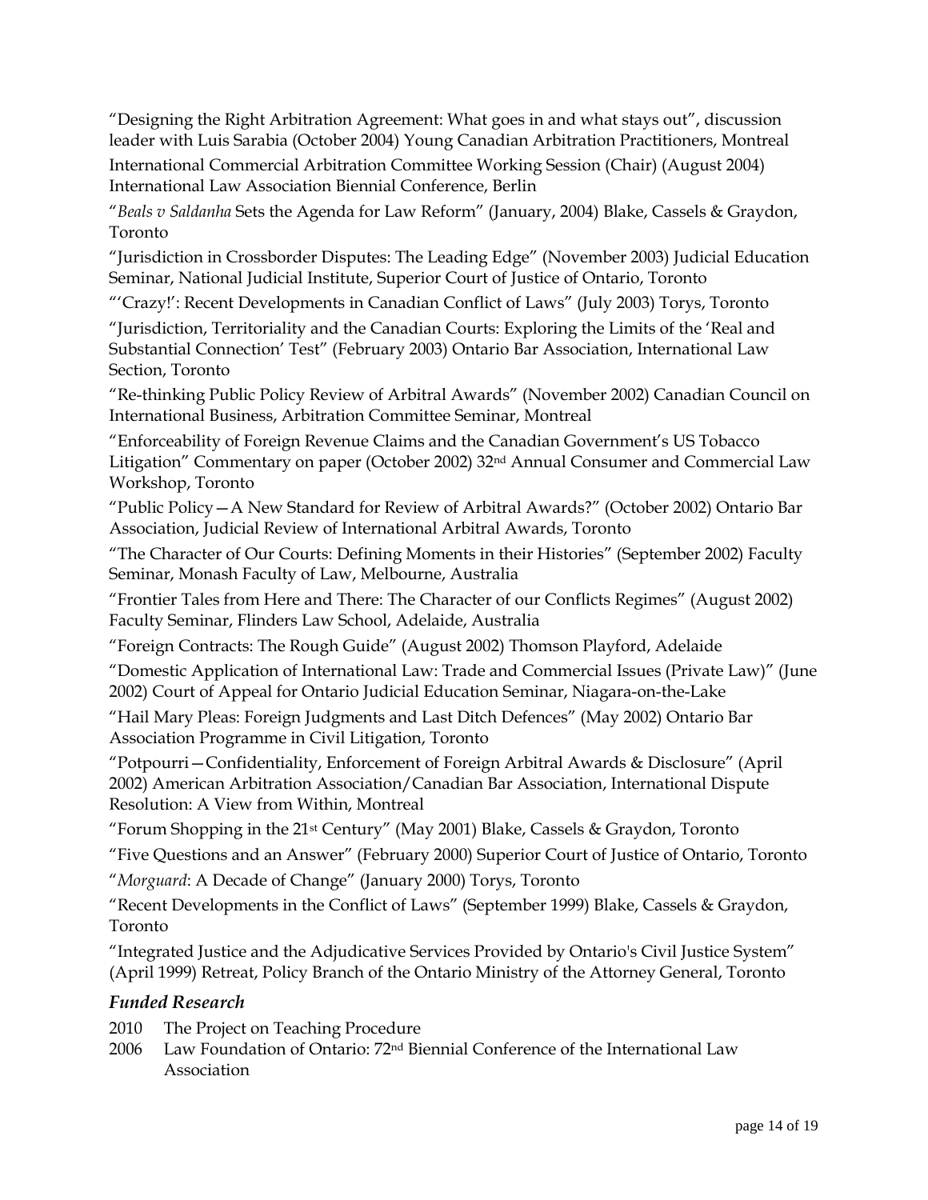"Designing the Right Arbitration Agreement: What goes in and what stays out", discussion leader with Luis Sarabia (October 2004) Young Canadian Arbitration Practitioners, Montreal

International Commercial Arbitration Committee Working Session (Chair) (August 2004) International Law Association Biennial Conference, Berlin

"*Beals v Saldanha* Sets the Agenda for Law Reform" (January, 2004) Blake, Cassels & Graydon, Toronto

"Jurisdiction in Crossborder Disputes: The Leading Edge" (November 2003) Judicial Education Seminar, National Judicial Institute, Superior Court of Justice of Ontario, Toronto

"'Crazy!': Recent Developments in Canadian Conflict of Laws" (July 2003) Torys, Toronto

"Jurisdiction, Territoriality and the Canadian Courts: Exploring the Limits of the 'Real and Substantial Connection' Test" (February 2003) Ontario Bar Association, International Law Section, Toronto

"Re-thinking Public Policy Review of Arbitral Awards" (November 2002) Canadian Council on International Business, Arbitration Committee Seminar, Montreal

"Enforceability of Foreign Revenue Claims and the Canadian Government's US Tobacco Litigation" Commentary on paper (October 2002) 32nd Annual Consumer and Commercial Law Workshop, Toronto

"Public Policy—A New Standard for Review of Arbitral Awards?" (October 2002) Ontario Bar Association, Judicial Review of International Arbitral Awards, Toronto

"The Character of Our Courts: Defining Moments in their Histories" (September 2002) Faculty Seminar, Monash Faculty of Law, Melbourne, Australia

"Frontier Tales from Here and There: The Character of our Conflicts Regimes" (August 2002) Faculty Seminar, Flinders Law School, Adelaide, Australia

"Foreign Contracts: The Rough Guide" (August 2002) Thomson Playford, Adelaide

"Domestic Application of International Law: Trade and Commercial Issues (Private Law)" (June 2002) Court of Appeal for Ontario Judicial Education Seminar, Niagara-on-the-Lake

"Hail Mary Pleas: Foreign Judgments and Last Ditch Defences" (May 2002) Ontario Bar Association Programme in Civil Litigation, Toronto

"Potpourri—Confidentiality, Enforcement of Foreign Arbitral Awards & Disclosure" (April 2002) American Arbitration Association/Canadian Bar Association, International Dispute Resolution: A View from Within, Montreal

"Forum Shopping in the 21st Century" (May 2001) Blake, Cassels & Graydon, Toronto

"Five Questions and an Answer" (February 2000) Superior Court of Justice of Ontario, Toronto

"*Morguard*: A Decade of Change" (January 2000) Torys, Toronto

"Recent Developments in the Conflict of Laws" (September 1999) Blake, Cassels & Graydon, Toronto

"Integrated Justice and the Adjudicative Services Provided by Ontario's Civil Justice System" (April 1999) Retreat, Policy Branch of the Ontario Ministry of the Attorney General, Toronto

### *Funded Research*

2010 The Project on Teaching Procedure

2006 Law Foundation of Ontario: 72nd Biennial Conference of the International Law Association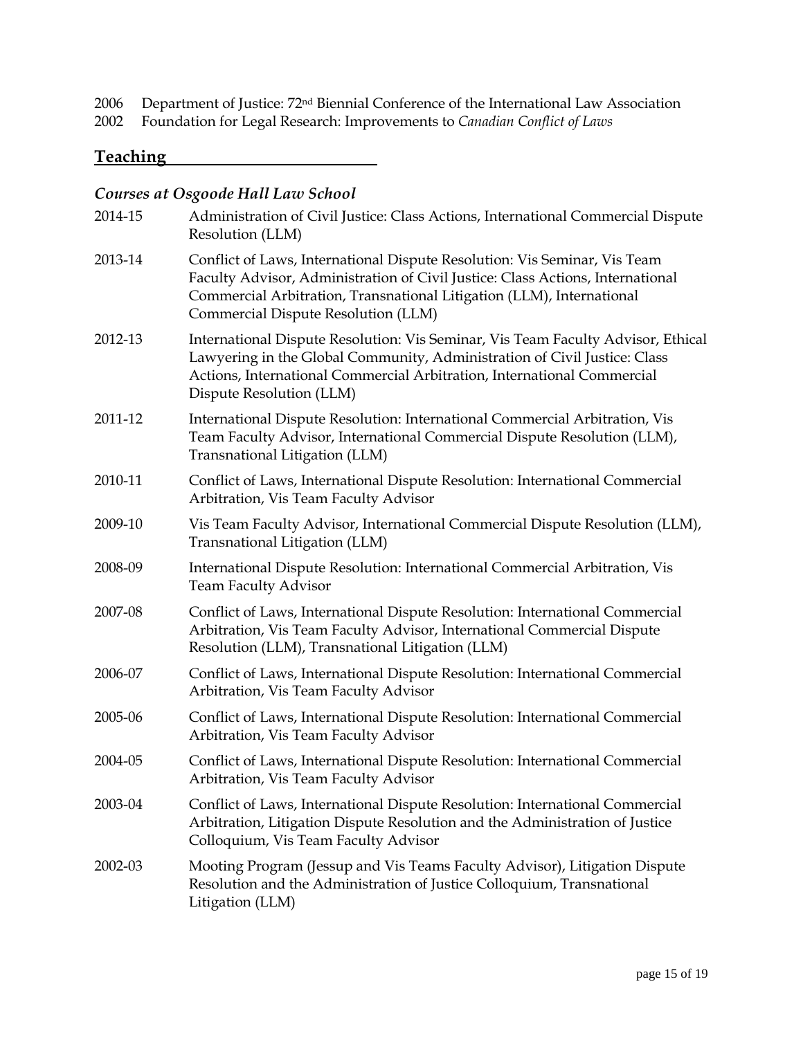2006 Department of Justice: 72nd Biennial Conference of the International Law Association
2002 Foundation for Legal Research: Improvements to *Canadian Conflict of Laws*

## Teaching

### *Courses at Osgoode Hall Law School*

2014-15 Administration of Civil Justice: Class Actions, International Commercial Dispute Resolution (LLM)

2013-14 Conflict of Laws, International Dispute Resolution: Vis Seminar, Vis Team Faculty Advisor, Administration of Civil Justice: Class Actions, International Commercial Arbitration, Transnational Litigation (LLM), International Commercial Dispute Resolution (LLM)

2012-13 International Dispute Resolution: Vis Seminar, Vis Team Faculty Advisor, Ethical Lawyering in the Global Community, Administration of Civil Justice: Class Actions, International Commercial Arbitration, International Commercial Dispute Resolution (LLM)

2011-12 International Dispute Resolution: International Commercial Arbitration, Vis Team Faculty Advisor, International Commercial Dispute Resolution (LLM), Transnational Litigation (LLM)

2010-11 Conflict of Laws, International Dispute Resolution: International Commercial Arbitration, Vis Team Faculty Advisor

2009-10 Vis Team Faculty Advisor, International Commercial Dispute Resolution (LLM), Transnational Litigation (LLM)

2008-09 International Dispute Resolution: International Commercial Arbitration, Vis Team Faculty Advisor

2007-08 Conflict of Laws, International Dispute Resolution: International Commercial Arbitration, Vis Team Faculty Advisor, International Commercial Dispute Resolution (LLM), Transnational Litigation (LLM)

2006-07 Conflict of Laws, International Dispute Resolution: International Commercial Arbitration, Vis Team Faculty Advisor

2005-06 Conflict of Laws, International Dispute Resolution: International Commercial Arbitration, Vis Team Faculty Advisor

2004-05 Conflict of Laws, International Dispute Resolution: International Commercial Arbitration, Vis Team Faculty Advisor

2003-04 Conflict of Laws, International Dispute Resolution: International Commercial Arbitration, Litigation Dispute Resolution and the Administration of Justice Colloquium, Vis Team Faculty Advisor

2002-03 Mooting Program (Jessup and Vis Teams Faculty Advisor), Litigation Dispute Resolution and the Administration of Justice Colloquium, Transnational Litigation (LLM)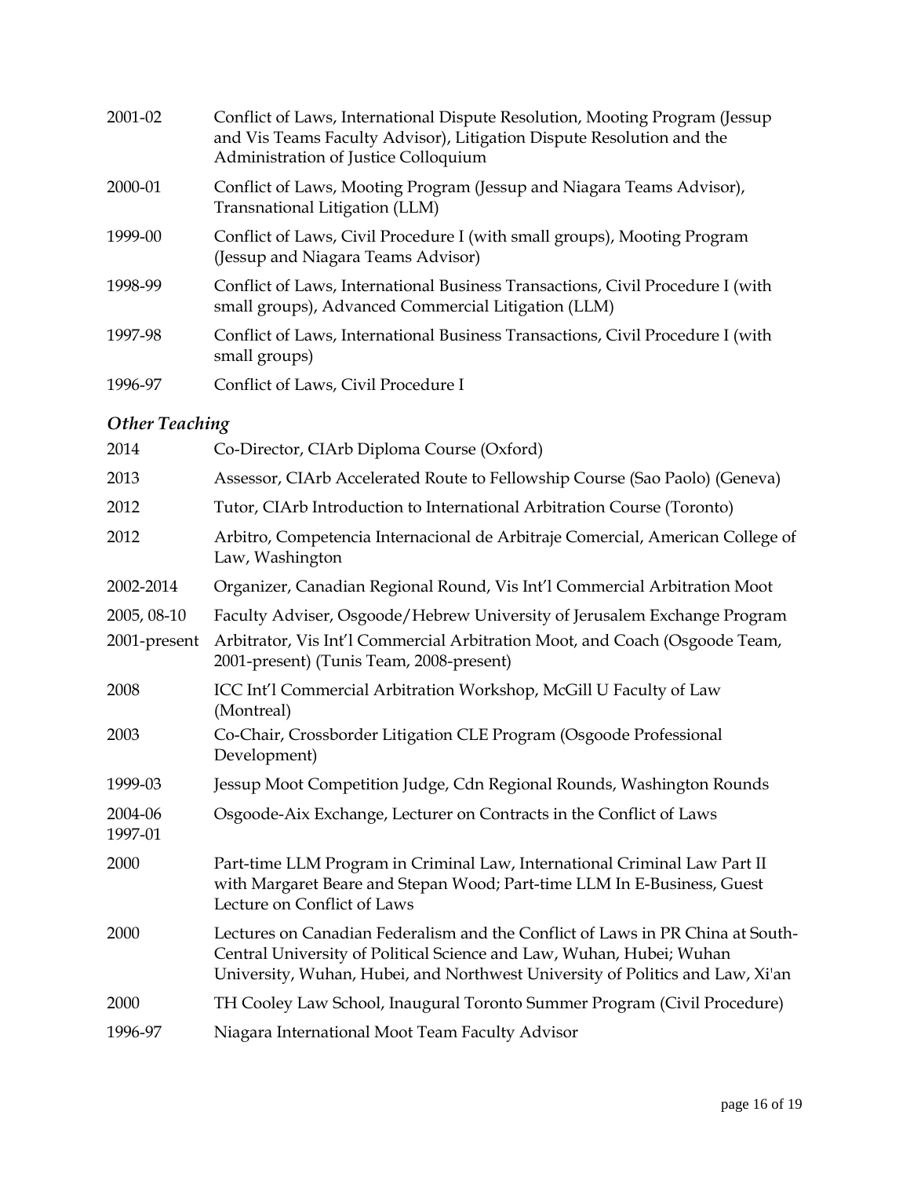| | |
|---|---|
| 2001-02 | Conflict of Laws, International Dispute Resolution, Mooting Program (Jessup and Vis Teams Faculty Advisor), Litigation Dispute Resolution and the Administration of Justice Colloquium |
| 2000-01 | Conflict of Laws, Mooting Program (Jessup and Niagara Teams Advisor), Transnational Litigation (LLM) |
| 1999-00 | Conflict of Laws, Civil Procedure I (with small groups), Mooting Program (Jessup and Niagara Teams Advisor) |
| 1998-99 | Conflict of Laws, International Business Transactions, Civil Procedure I (with small groups), Advanced Commercial Litigation (LLM) |
| 1997-98 | Conflict of Laws, International Business Transactions, Civil Procedure I (with small groups) |
| 1996-97 | Conflict of Laws, Civil Procedure I |

### *Other Teaching*

| | |
|---|---|
| 2014 | Co-Director, CIArb Diploma Course (Oxford) |
| 2013 | Assessor, CIArb Accelerated Route to Fellowship Course (Sao Paolo) (Geneva) |
| 2012 | Tutor, CIArb Introduction to International Arbitration Course (Toronto) |
| 2012 | Arbitro, Competencia Internacional de Arbitraje Comercial, American College of Law, Washington |
| 2002-2014 | Organizer, Canadian Regional Round, Vis Int'l Commercial Arbitration Moot |
| 2005, 08-10 | Faculty Adviser, Osgoode/Hebrew University of Jerusalem Exchange Program |
| 2001-present | Arbitrator, Vis Int'l Commercial Arbitration Moot, and Coach (Osgoode Team, 2001-present) (Tunis Team, 2008-present) |
| 2008 | ICC Int'l Commercial Arbitration Workshop, McGill U Faculty of Law (Montreal) |
| 2003 | Co-Chair, Crossborder Litigation CLE Program (Osgoode Professional Development) |
| 1999-03 | Jessup Moot Competition Judge, Cdn Regional Rounds, Washington Rounds |
| 2004-06<br>1997-01 | Osgoode-Aix Exchange, Lecturer on Contracts in the Conflict of Laws |
| 2000 | Part-time LLM Program in Criminal Law, International Criminal Law Part II with Margaret Beare and Stepan Wood; Part-time LLM In E-Business, Guest Lecture on Conflict of Laws |
| 2000 | Lectures on Canadian Federalism and the Conflict of Laws in PR China at South-Central University of Political Science and Law, Wuhan, Hubei; Wuhan University, Wuhan, Hubei, and Northwest University of Politics and Law, Xi'an |
| 2000 | TH Cooley Law School, Inaugural Toronto Summer Program (Civil Procedure) |
| 1996-97 | Niagara International Moot Team Faculty Advisor |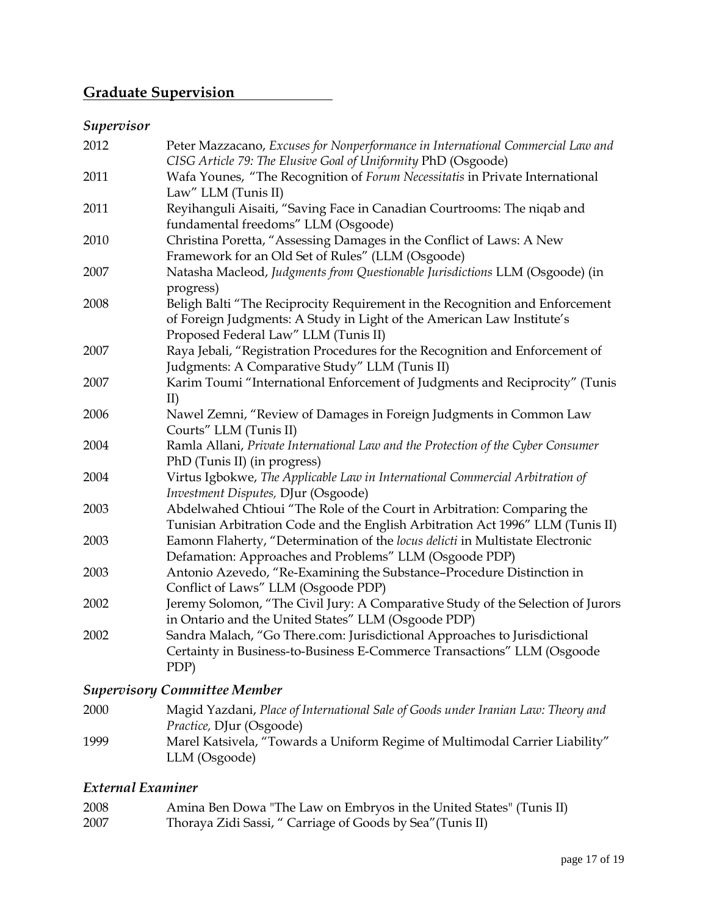## Graduate Supervision

### *Supervisor*

2012 Peter Mazzacano, *Excuses for Nonperformance in International Commercial Law and CISG Article 79: The Elusive Goal of Uniformity* PhD (Osgoode)

2011 Wafa Younes, "The Recognition of *Forum Necessitatis* in Private International Law" LLM (Tunis II)

2011 Reyihanguli Aisaiti, "Saving Face in Canadian Courtrooms: The niqab and fundamental freedoms" LLM (Osgoode)

2010 Christina Poretta, "Assessing Damages in the Conflict of Laws: A New Framework for an Old Set of Rules" (LLM (Osgoode)

2007 Natasha Macleod, *Judgments from Questionable Jurisdictions* LLM (Osgoode) (in progress)

2008 Beligh Balti "The Reciprocity Requirement in the Recognition and Enforcement of Foreign Judgments: A Study in Light of the American Law Institute's Proposed Federal Law" LLM (Tunis II)

2007 Raya Jebali, "Registration Procedures for the Recognition and Enforcement of Judgments: A Comparative Study" LLM (Tunis II)

2007 Karim Toumi "International Enforcement of Judgments and Reciprocity" (Tunis II)

2006 Nawel Zemni, "Review of Damages in Foreign Judgments in Common Law Courts" LLM (Tunis II)

2004 Ramla Allani, *Private International Law and the Protection of the Cyber Consumer* PhD (Tunis II) (in progress)

2004 Virtus Igbokwe, *The Applicable Law in International Commercial Arbitration of Investment Disputes,* DJur (Osgoode)

2003 Abdelwahed Chtioui "The Role of the Court in Arbitration: Comparing the Tunisian Arbitration Code and the English Arbitration Act 1996" LLM (Tunis II)

2003 Eamonn Flaherty, "Determination of the *locus delicti* in Multistate Electronic Defamation: Approaches and Problems" LLM (Osgoode PDP)

2003 Antonio Azevedo, "Re-Examining the Substance–Procedure Distinction in Conflict of Laws" LLM (Osgoode PDP)

2002 Jeremy Solomon, "The Civil Jury: A Comparative Study of the Selection of Jurors in Ontario and the United States" LLM (Osgoode PDP)

2002 Sandra Malach, "Go There.com: Jurisdictional Approaches to Jurisdictional Certainty in Business-to-Business E-Commerce Transactions" LLM (Osgoode PDP)

### *Supervisory Committee Member*

2000 Magid Yazdani, *Place of International Sale of Goods under Iranian Law: Theory and Practice,* DJur (Osgoode)

1999 Marel Katsivela, "Towards a Uniform Regime of Multimodal Carrier Liability" LLM (Osgoode)

### *External Examiner*

2008 Amina Ben Dowa "The Law on Embryos in the United States" (Tunis II)

2007 Thoraya Zidi Sassi, " Carriage of Goods by Sea"(Tunis II)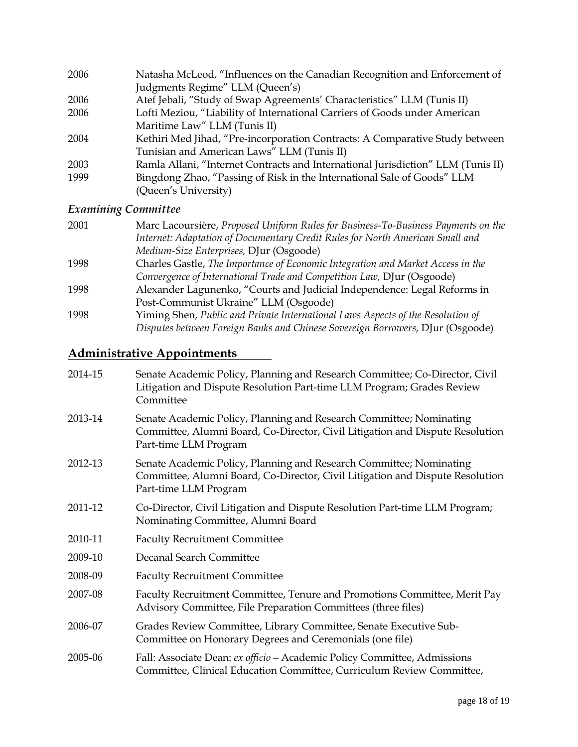2006 Natasha McLeod, "Influences on the Canadian Recognition and Enforcement of Judgments Regime" LLM (Queen's)

2006 Atef Jebali, "Study of Swap Agreements' Characteristics" LLM (Tunis II)

2006 Lofti Meziou, "Liability of International Carriers of Goods under American Maritime Law" LLM (Tunis II)

2004 Kethiri Med Jihad, "Pre-incorporation Contracts: A Comparative Study between Tunisian and American Laws" LLM (Tunis II)

2003 Ramla Allani, "Internet Contracts and International Jurisdiction" LLM (Tunis II)

1999 Bingdong Zhao, "Passing of Risk in the International Sale of Goods" LLM (Queen's University)

### *Examining Committee*

2001 Marc Lacoursière, *Proposed Uniform Rules for Business-To-Business Payments on the Internet: Adaptation of Documentary Credit Rules for North American Small and Medium-Size Enterprises,* DJur (Osgoode)

1998 Charles Gastle, *The Importance of Economic Integration and Market Access in the Convergence of International Trade and Competition Law,* DJur (Osgoode)

1998 Alexander Lagunenko, "Courts and Judicial Independence: Legal Reforms in Post-Communist Ukraine" LLM (Osgoode)

1998 Yiming Shen, *Public and Private International Laws Aspects of the Resolution of Disputes between Foreign Banks and Chinese Sovereign Borrowers,* DJur (Osgoode)

## Administrative Appointments

2014-15 Senate Academic Policy, Planning and Research Committee; Co-Director, Civil Litigation and Dispute Resolution Part-time LLM Program; Grades Review Committee

2013-14 Senate Academic Policy, Planning and Research Committee; Nominating Committee, Alumni Board, Co-Director, Civil Litigation and Dispute Resolution Part-time LLM Program

2012-13 Senate Academic Policy, Planning and Research Committee; Nominating Committee, Alumni Board, Co-Director, Civil Litigation and Dispute Resolution Part-time LLM Program

2011-12 Co-Director, Civil Litigation and Dispute Resolution Part-time LLM Program; Nominating Committee, Alumni Board

2010-11 Faculty Recruitment Committee

2009-10 Decanal Search Committee

2008-09 Faculty Recruitment Committee

2007-08 Faculty Recruitment Committee, Tenure and Promotions Committee, Merit Pay Advisory Committee, File Preparation Committees (three files)

2006-07 Grades Review Committee, Library Committee, Senate Executive Sub-Committee on Honorary Degrees and Ceremonials (one file)

2005-06 Fall: Associate Dean: *ex officio* – Academic Policy Committee, Admissions Committee, Clinical Education Committee, Curriculum Review Committee,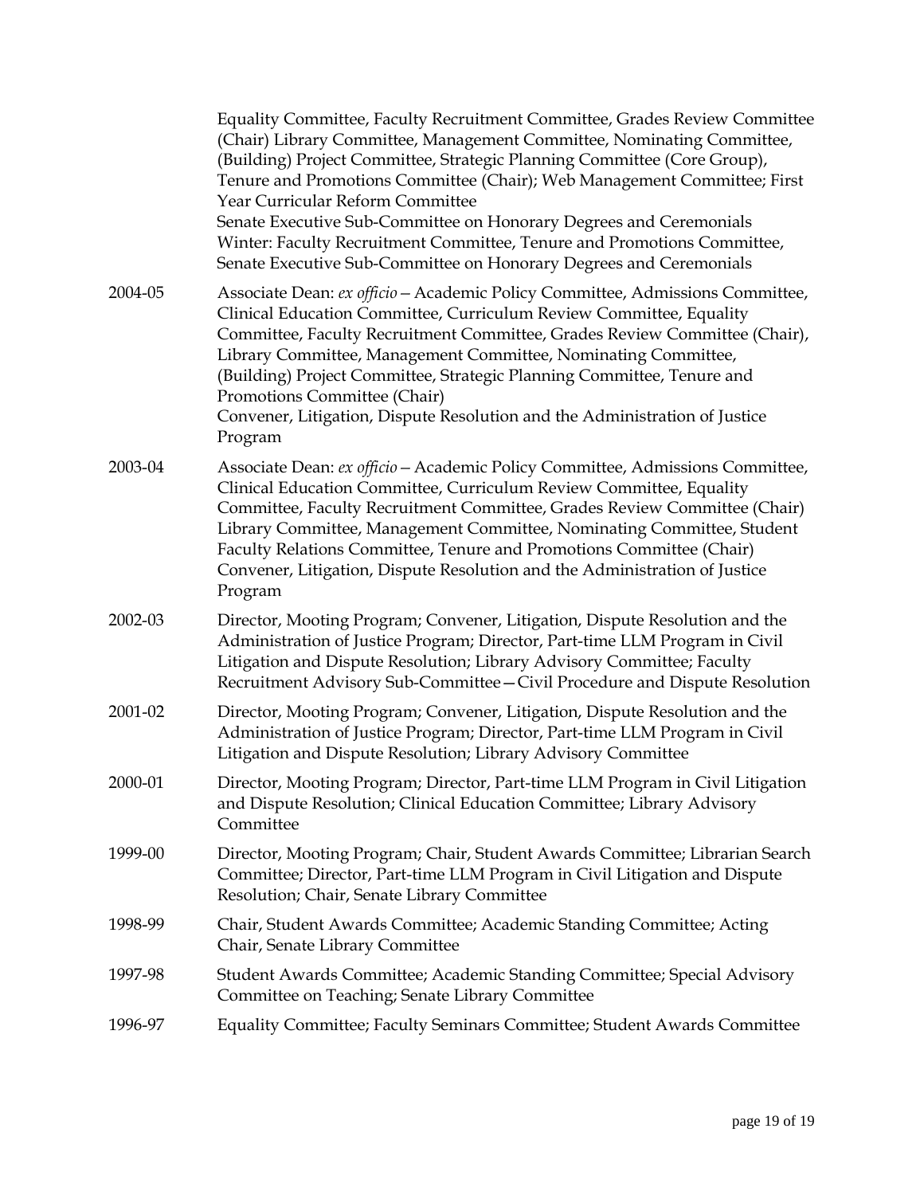| | |
|---|---|
| | Equality Committee, Faculty Recruitment Committee, Grades Review Committee (Chair) Library Committee, Management Committee, Nominating Committee, (Building) Project Committee, Strategic Planning Committee (Core Group), Tenure and Promotions Committee (Chair); Web Management Committee; First Year Curricular Reform Committee<br>Senate Executive Sub-Committee on Honorary Degrees and Ceremonials<br>Winter: Faculty Recruitment Committee, Tenure and Promotions Committee, Senate Executive Sub-Committee on Honorary Degrees and Ceremonials |
| 2004-05 | Associate Dean: *ex officio* – Academic Policy Committee, Admissions Committee, Clinical Education Committee, Curriculum Review Committee, Equality Committee, Faculty Recruitment Committee, Grades Review Committee (Chair), Library Committee, Management Committee, Nominating Committee, (Building) Project Committee, Strategic Planning Committee, Tenure and Promotions Committee (Chair)<br>Convener, Litigation, Dispute Resolution and the Administration of Justice Program |
| 2003-04 | Associate Dean: *ex officio* – Academic Policy Committee, Admissions Committee, Clinical Education Committee, Curriculum Review Committee, Equality Committee, Faculty Recruitment Committee, Grades Review Committee (Chair) Library Committee, Management Committee, Nominating Committee, Student Faculty Relations Committee, Tenure and Promotions Committee (Chair)<br>Convener, Litigation, Dispute Resolution and the Administration of Justice Program |
| 2002-03 | Director, Mooting Program; Convener, Litigation, Dispute Resolution and the Administration of Justice Program; Director, Part-time LLM Program in Civil Litigation and Dispute Resolution; Library Advisory Committee; Faculty Recruitment Advisory Sub-Committee—Civil Procedure and Dispute Resolution |
| 2001-02 | Director, Mooting Program; Convener, Litigation, Dispute Resolution and the Administration of Justice Program; Director, Part-time LLM Program in Civil Litigation and Dispute Resolution; Library Advisory Committee |
| 2000-01 | Director, Mooting Program; Director, Part-time LLM Program in Civil Litigation and Dispute Resolution; Clinical Education Committee; Library Advisory Committee |
| 1999-00 | Director, Mooting Program; Chair, Student Awards Committee; Librarian Search Committee; Director, Part-time LLM Program in Civil Litigation and Dispute Resolution; Chair, Senate Library Committee |
| 1998-99 | Chair, Student Awards Committee; Academic Standing Committee; Acting Chair, Senate Library Committee |
| 1997-98 | Student Awards Committee; Academic Standing Committee; Special Advisory Committee on Teaching; Senate Library Committee |
| 1996-97 | Equality Committee; Faculty Seminars Committee; Student Awards Committee |